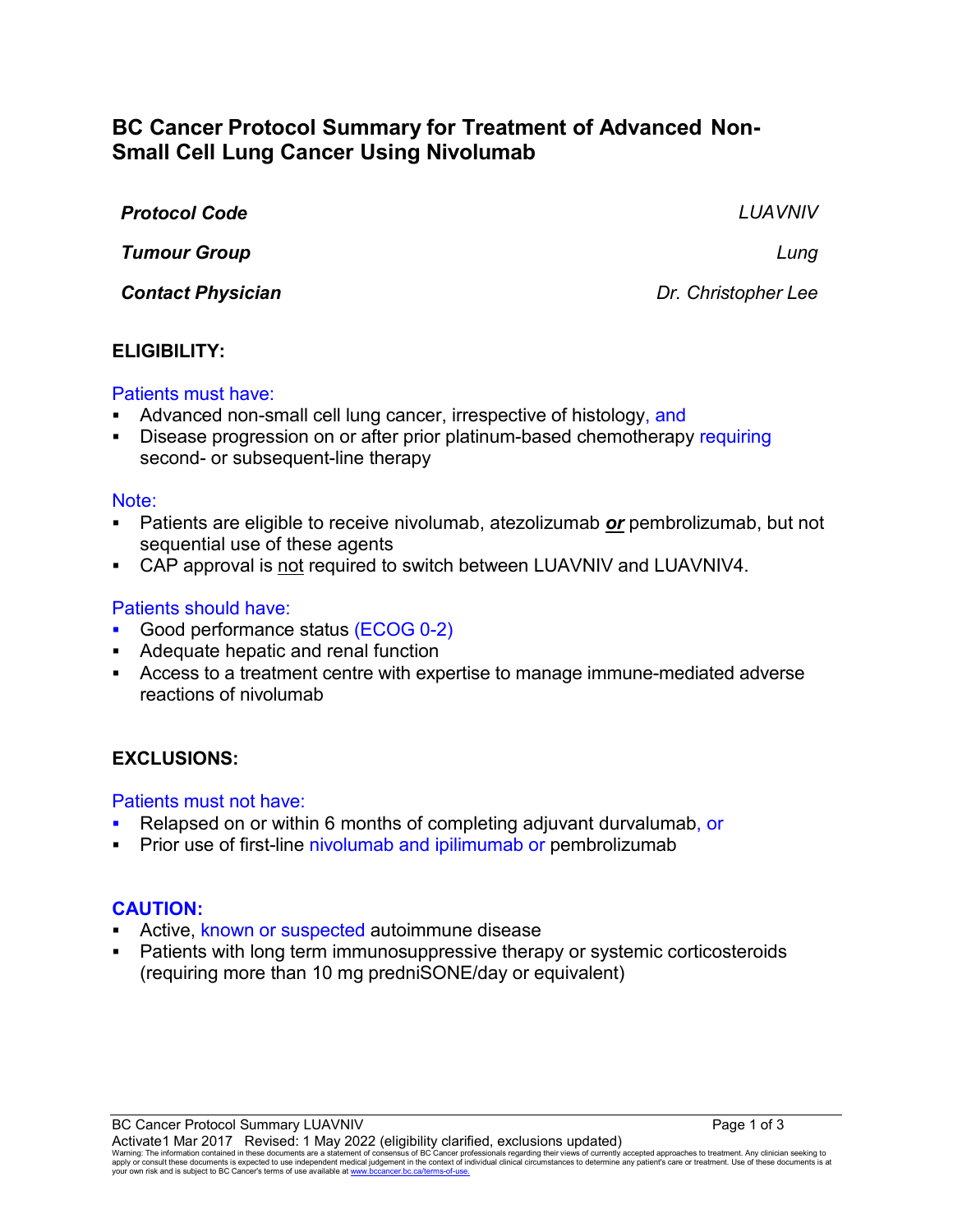# BC Cancer Protocol Summary for Treatment of Advanced Non-Small Cell Lung Cancer Using Nivolumab

| | |
|---|---|
| ***Protocol Code*** | *LUAVNIV* |
| ***Tumour Group*** | *Lung* |
| ***Contact Physician*** | *Dr. Christopher Lee* |

## ELIGIBILITY:

Patients must have:

- Advanced non-small cell lung cancer, irrespective of histology, and
- Disease progression on or after prior platinum-based chemotherapy requiring second- or subsequent-line therapy

Note:

- Patients are eligible to receive nivolumab, atezolizumab ***or*** pembrolizumab, but not sequential use of these agents
- CAP approval is not required to switch between LUAVNIV and LUAVNIV4.

Patients should have:

- Good performance status (ECOG 0-2)
- Adequate hepatic and renal function
- Access to a treatment centre with expertise to manage immune-mediated adverse reactions of nivolumab

## EXCLUSIONS:

Patients must not have:

- Relapsed on or within 6 months of completing adjuvant durvalumab, or
- Prior use of first-line nivolumab and ipilimumab or pembrolizumab

## CAUTION:

- Active, known or suspected autoimmune disease
- Patients with long term immunosuppressive therapy or systemic corticosteroids (requiring more than 10 mg predniSONE/day or equivalent)

BC Cancer Protocol Summary LUAVNIV

Activate1 Mar 2017 Revised: 1 May 2022 (eligibility clarified, exclusions updated)

Warning: The information contained in these documents are a statement of consensus of BC Cancer professionals regarding their views of currently accepted approaches to treatment. Any clinician seeking to apply or consult these documents is expected to use independent medical judgement in the context of individual clinical circumstances to determine any patient's care or treatment. Use of these documents is at your own risk and is subject to BC Cancer's terms of use available at www.bccancer.bc.ca/terms-of-use.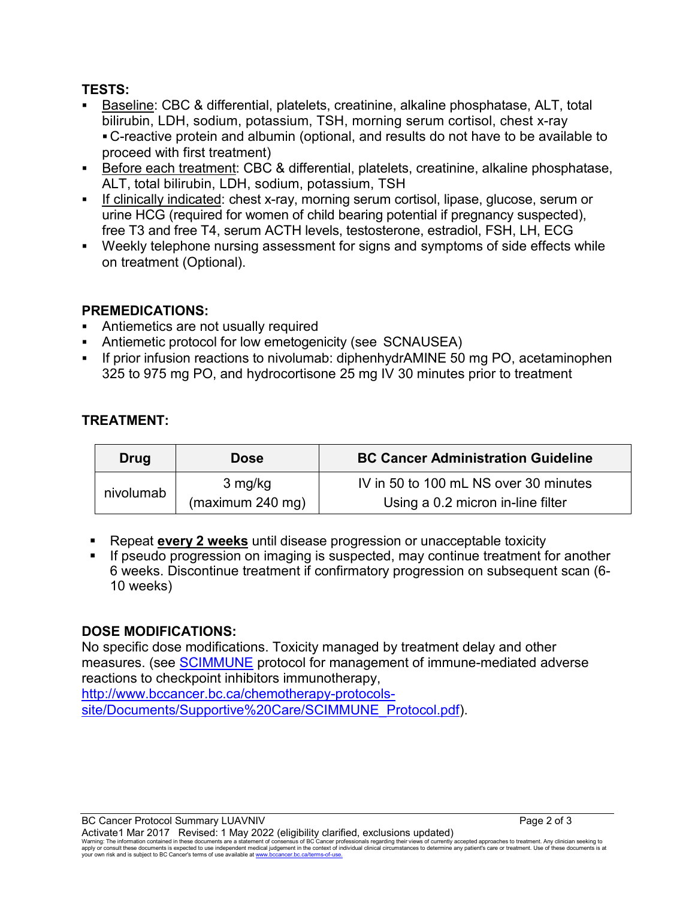## TESTS:

- Baseline: CBC & differential, platelets, creatinine, alkaline phosphatase, ALT, total bilirubin, LDH, sodium, potassium, TSH, morning serum cortisol, chest x-ray
  - C-reactive protein and albumin (optional, and results do not have to be available to proceed with first treatment)
- Before each treatment: CBC & differential, platelets, creatinine, alkaline phosphatase, ALT, total bilirubin, LDH, sodium, potassium, TSH
- If clinically indicated: chest x-ray, morning serum cortisol, lipase, glucose, serum or urine HCG (required for women of child bearing potential if pregnancy suspected), free T3 and free T4, serum ACTH levels, testosterone, estradiol, FSH, LH, ECG
- Weekly telephone nursing assessment for signs and symptoms of side effects while on treatment (Optional).

## PREMEDICATIONS:

- Antiemetics are not usually required
- Antiemetic protocol for low emetogenicity (see SCNAUSEA)
- If prior infusion reactions to nivolumab: diphenhydrAMINE 50 mg PO, acetaminophen 325 to 975 mg PO, and hydrocortisone 25 mg IV 30 minutes prior to treatment

## TREATMENT:

| Drug | Dose | BC Cancer Administration Guideline |
|---|---|---|
| nivolumab | 3 mg/kg (maximum 240 mg) | IV in 50 to 100 mL NS over 30 minutes Using a 0.2 micron in-line filter |

- Repeat **every 2 weeks** until disease progression or unacceptable toxicity
- If pseudo progression on imaging is suspected, may continue treatment for another 6 weeks. Discontinue treatment if confirmatory progression on subsequent scan (6-10 weeks)

## DOSE MODIFICATIONS:

No specific dose modifications. Toxicity managed by treatment delay and other measures. (see SCIMMUNE protocol for management of immune-mediated adverse reactions to checkpoint inhibitors immunotherapy, http://www.bccancer.bc.ca/chemotherapy-protocols-site/Documents/Supportive%20Care/SCIMMUNE_Protocol.pdf).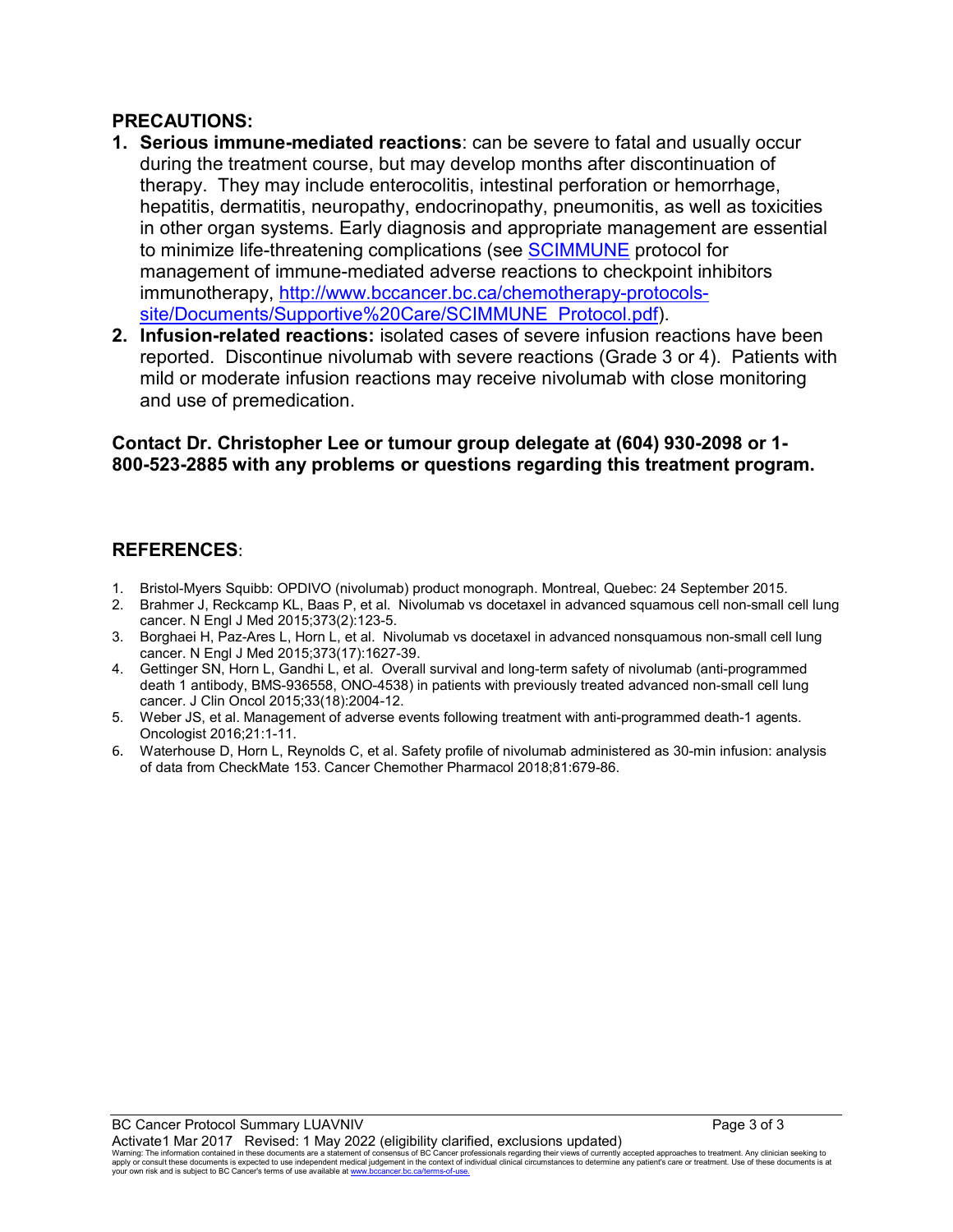## PRECAUTIONS:

1. **Serious immune-mediated reactions**: can be severe to fatal and usually occur during the treatment course, but may develop months after discontinuation of therapy. They may include enterocolitis, intestinal perforation or hemorrhage, hepatitis, dermatitis, neuropathy, endocrinopathy, pneumonitis, as well as toxicities in other organ systems. Early diagnosis and appropriate management are essential to minimize life-threatening complications (see SCIMMUNE protocol for management of immune-mediated adverse reactions to checkpoint inhibitors immunotherapy, http://www.bccancer.bc.ca/chemotherapy-protocols-site/Documents/Supportive%20Care/SCIMMUNE_Protocol.pdf).
2. **Infusion-related reactions:** isolated cases of severe infusion reactions have been reported. Discontinue nivolumab with severe reactions (Grade 3 or 4). Patients with mild or moderate infusion reactions may receive nivolumab with close monitoring and use of premedication.

**Contact Dr. Christopher Lee or tumour group delegate at (604) 930-2098 or 1-800-523-2885 with any problems or questions regarding this treatment program.**

## REFERENCES:

1. Bristol-Myers Squibb: OPDIVO (nivolumab) product monograph. Montreal, Quebec: 24 September 2015.
2. Brahmer J, Reckcamp KL, Baas P, et al. Nivolumab vs docetaxel in advanced squamous cell non-small cell lung cancer. N Engl J Med 2015;373(2):123-5.
3. Borghaei H, Paz-Ares L, Horn L, et al. Nivolumab vs docetaxel in advanced nonsquamous non-small cell lung cancer. N Engl J Med 2015;373(17):1627-39.
4. Gettinger SN, Horn L, Gandhi L, et al. Overall survival and long-term safety of nivolumab (anti-programmed death 1 antibody, BMS-936558, ONO-4538) in patients with previously treated advanced non-small cell lung cancer. J Clin Oncol 2015;33(18):2004-12.
5. Weber JS, et al. Management of adverse events following treatment with anti-programmed death-1 agents. Oncologist 2016;21:1-11.
6. Waterhouse D, Horn L, Reynolds C, et al. Safety profile of nivolumab administered as 30-min infusion: analysis of data from CheckMate 153. Cancer Chemother Pharmacol 2018;81:679-86.